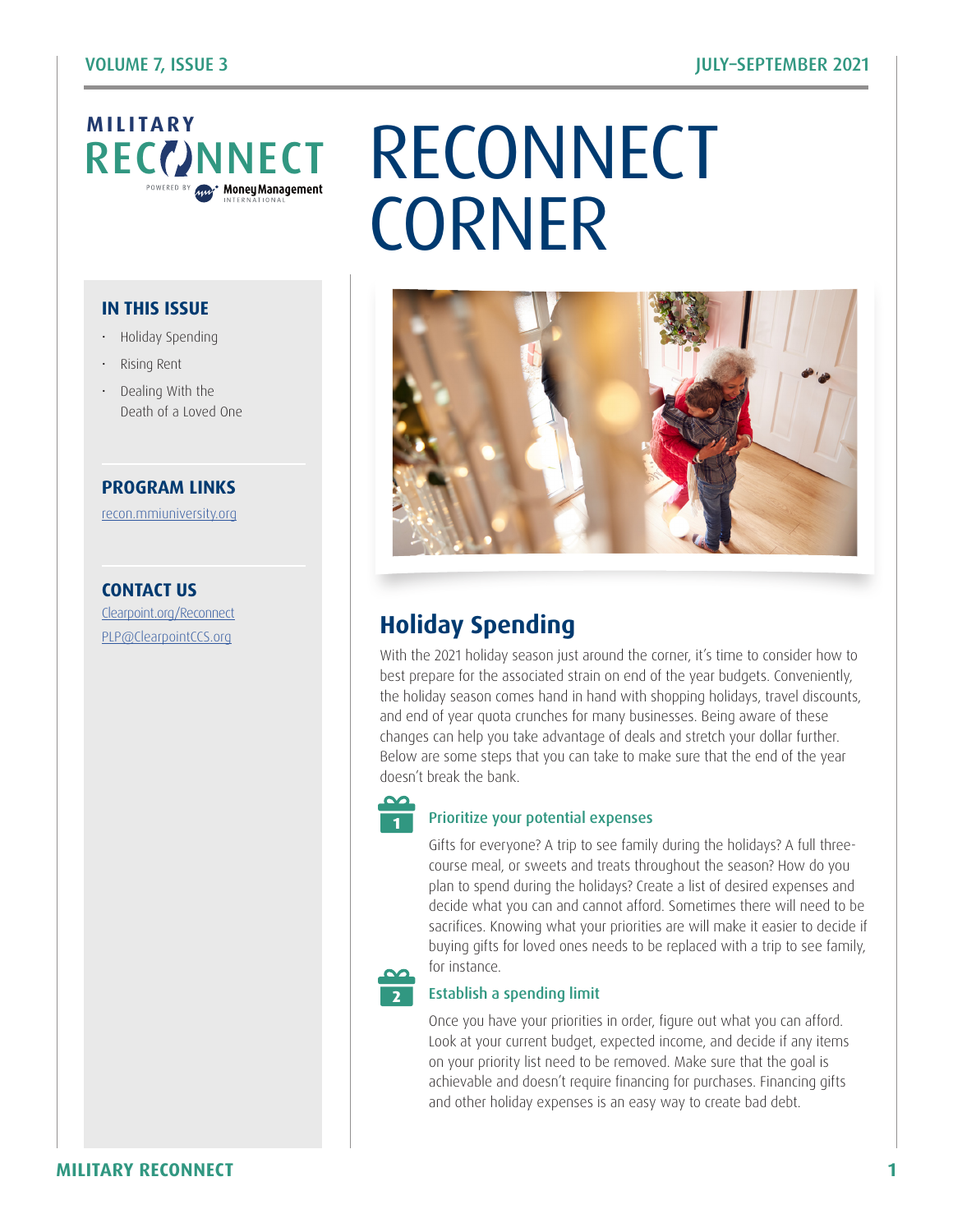# RECONNECT CORNER

MILITARY RECONNECT

POWERED BY Money Management INTERNATIONAL

### IN THIS ISSUE

- Holiday Spending
- Rising Rent
- Dealing With the Death of a Loved One

### PROGRAM LINKS

recon.mmiuniversity.org

### CONTACT US

Clearpoint.org/Reconnect

PLP@ClearpointCCS.org

## Holiday Spending

With the 2021 holiday season just around the corner, it's time to consider how to best prepare for the associated strain on end of the year budgets. Conveniently, the holiday season comes hand in hand with shopping holidays, travel discounts, and end of year quota crunches for many businesses. Being aware of these changes can help you take advantage of deals and stretch your dollar further. Below are some steps that you can take to make sure that the end of the year doesn't break the bank.

### 1 Prioritize your potential expenses

Gifts for everyone? A trip to see family during the holidays? A full three-course meal, or sweets and treats throughout the season? How do you plan to spend during the holidays? Create a list of desired expenses and decide what you can and cannot afford. Sometimes there will need to be sacrifices. Knowing what your priorities are will make it easier to decide if buying gifts for loved ones needs to be replaced with a trip to see family, for instance.

### 2 Establish a spending limit

Once you have your priorities in order, figure out what you can afford. Look at your current budget, expected income, and decide if any items on your priority list need to be removed. Make sure that the goal is achievable and doesn't require financing for purchases. Financing gifts and other holiday expenses is an easy way to create bad debt.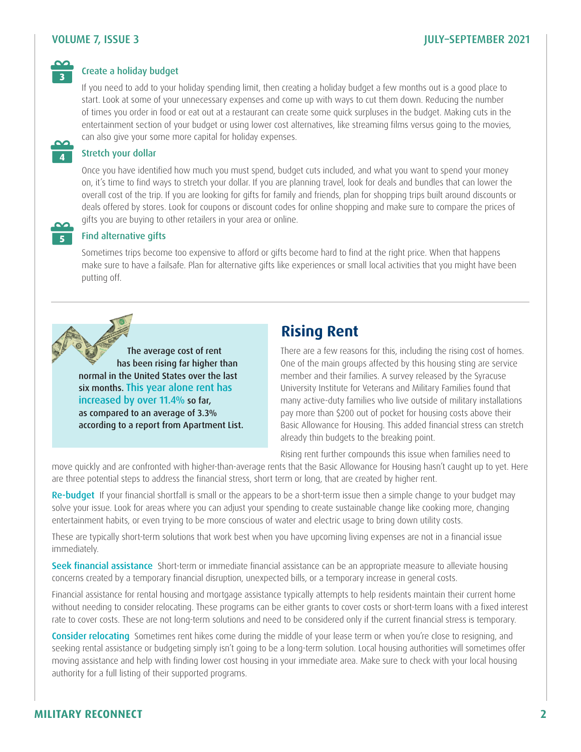### 3 Create a holiday budget

If you need to add to your holiday spending limit, then creating a holiday budget a few months out is a good place to start. Look at some of your unnecessary expenses and come up with ways to cut them down. Reducing the number of times you order in food or eat out at a restaurant can create some quick surpluses in the budget. Making cuts in the entertainment section of your budget or using lower cost alternatives, like streaming films versus going to the movies, can also give your some more capital for holiday expenses.

### 4 Stretch your dollar

Once you have identified how much you must spend, budget cuts included, and what you want to spend your money on, it's time to find ways to stretch your dollar. If you are planning travel, look for deals and bundles that can lower the overall cost of the trip. If you are looking for gifts for family and friends, plan for shopping trips built around discounts or deals offered by stores. Look for coupons or discount codes for online shopping and make sure to compare the prices of gifts you are buying to other retailers in your area or online.

### 5 Find alternative gifts

Sometimes trips become too expensive to afford or gifts become hard to find at the right price. When that happens make sure to have a failsafe. Plan for alternative gifts like experiences or small local activities that you might have been putting off.

---

**The average cost of rent has been rising far higher than normal in the United States over the last six months. This year alone rent has increased by over 11.4% so far, as compared to an average of 3.3% according to a report from Apartment List.**

## Rising Rent

There are a few reasons for this, including the rising cost of homes. One of the main groups affected by this housing sting are service member and their families. A survey released by the Syracuse University Institute for Veterans and Military Families found that many active-duty families who live outside of military installations pay more than $200 out of pocket for housing costs above their Basic Allowance for Housing. This added financial stress can stretch already thin budgets to the breaking point.

Rising rent further compounds this issue when families need to move quickly and are confronted with higher-than-average rents that the Basic Allowance for Housing hasn't caught up to yet. Here are three potential steps to address the financial stress, short term or long, that are created by higher rent.

**Re-budget** If your financial shortfall is small or the appears to be a short-term issue then a simple change to your budget may solve your issue. Look for areas where you can adjust your spending to create sustainable change like cooking more, changing entertainment habits, or even trying to be more conscious of water and electric usage to bring down utility costs.

These are typically short-term solutions that work best when you have upcoming living expenses are not in a financial issue immediately.

**Seek financial assistance** Short-term or immediate financial assistance can be an appropriate measure to alleviate housing concerns created by a temporary financial disruption, unexpected bills, or a temporary increase in general costs.

Financial assistance for rental housing and mortgage assistance typically attempts to help residents maintain their current home without needing to consider relocating. These programs can be either grants to cover costs or short-term loans with a fixed interest rate to cover costs. These are not long-term solutions and need to be considered only if the current financial stress is temporary.

**Consider relocating** Sometimes rent hikes come during the middle of your lease term or when you're close to resigning, and seeking rental assistance or budgeting simply isn't going to be a long-term solution. Local housing authorities will sometimes offer moving assistance and help with finding lower cost housing in your immediate area. Make sure to check with your local housing authority for a full listing of their supported programs.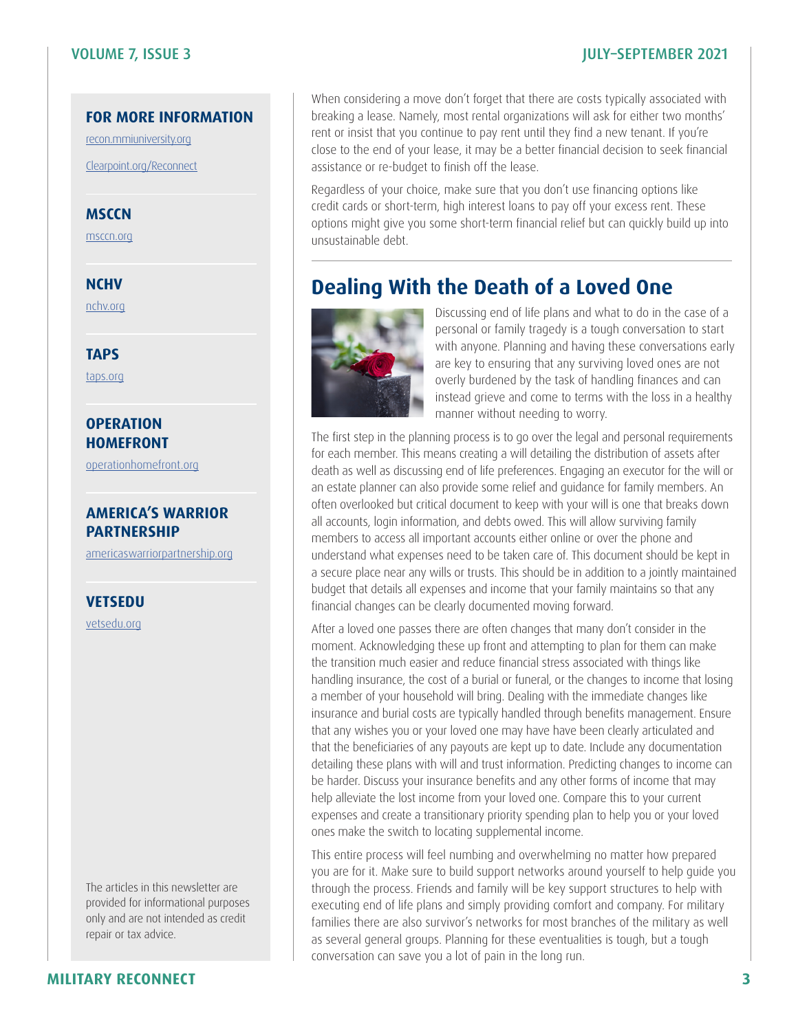When considering a move don't forget that there are costs typically associated with breaking a lease. Namely, most rental organizations will ask for either two months' rent or insist that you continue to pay rent until they find a new tenant. If you're close to the end of your lease, it may be a better financial decision to seek financial assistance or re-budget to finish off the lease.

Regardless of your choice, make sure that you don't use financing options like credit cards or short-term, high interest loans to pay off your excess rent. These options might give you some short-term financial relief but can quickly build up into unsustainable debt.

## Dealing With the Death of a Loved One

Discussing end of life plans and what to do in the case of a personal or family tragedy is a tough conversation to start with anyone. Planning and having these conversations early are key to ensuring that any surviving loved ones are not overly burdened by the task of handling finances and can instead grieve and come to terms with the loss in a healthy manner without needing to worry.

The first step in the planning process is to go over the legal and personal requirements for each member. This means creating a will detailing the distribution of assets after death as well as discussing end of life preferences. Engaging an executor for the will or an estate planner can also provide some relief and guidance for family members. An often overlooked but critical document to keep with your will is one that breaks down all accounts, login information, and debts owed. This will allow surviving family members to access all important accounts either online or over the phone and understand what expenses need to be taken care of. This document should be kept in a secure place near any wills or trusts. This should be in addition to a jointly maintained budget that details all expenses and income that your family maintains so that any financial changes can be clearly documented moving forward.

After a loved one passes there are often changes that many don't consider in the moment. Acknowledging these up front and attempting to plan for them can make the transition much easier and reduce financial stress associated with things like handling insurance, the cost of a burial or funeral, or the changes to income that losing a member of your household will bring. Dealing with the immediate changes like insurance and burial costs are typically handled through benefits management. Ensure that any wishes you or your loved one may have have been clearly articulated and that the beneficiaries of any payouts are kept up to date. Include any documentation detailing these plans with will and trust information. Predicting changes to income can be harder. Discuss your insurance benefits and any other forms of income that may help alleviate the lost income from your loved one. Compare this to your current expenses and create a transitionary priority spending plan to help you or your loved ones make the switch to locating supplemental income.

This entire process will feel numbing and overwhelming no matter how prepared you are for it. Make sure to build support networks around yourself to help guide you through the process. Friends and family will be key support structures to help with executing end of life plans and simply providing comfort and company. For military families there are also survivor's networks for most branches of the military as well as several general groups. Planning for these eventualities is tough, but a tough conversation can save you a lot of pain in the long run.

### FOR MORE INFORMATION

recon.mmiuniversity.org

Clearpoint.org/Reconnect

### MSCCN

msccn.org

### NCHV

nchv.org

### TAPS

taps.org

### OPERATION HOMEFRONT

operationhomefront.org

### AMERICA'S WARRIOR PARTNERSHIP

americaswarriorpartnership.org

### VETSEDU

vetsedu.org

The articles in this newsletter are provided for informational purposes only and are not intended as credit repair or tax advice.